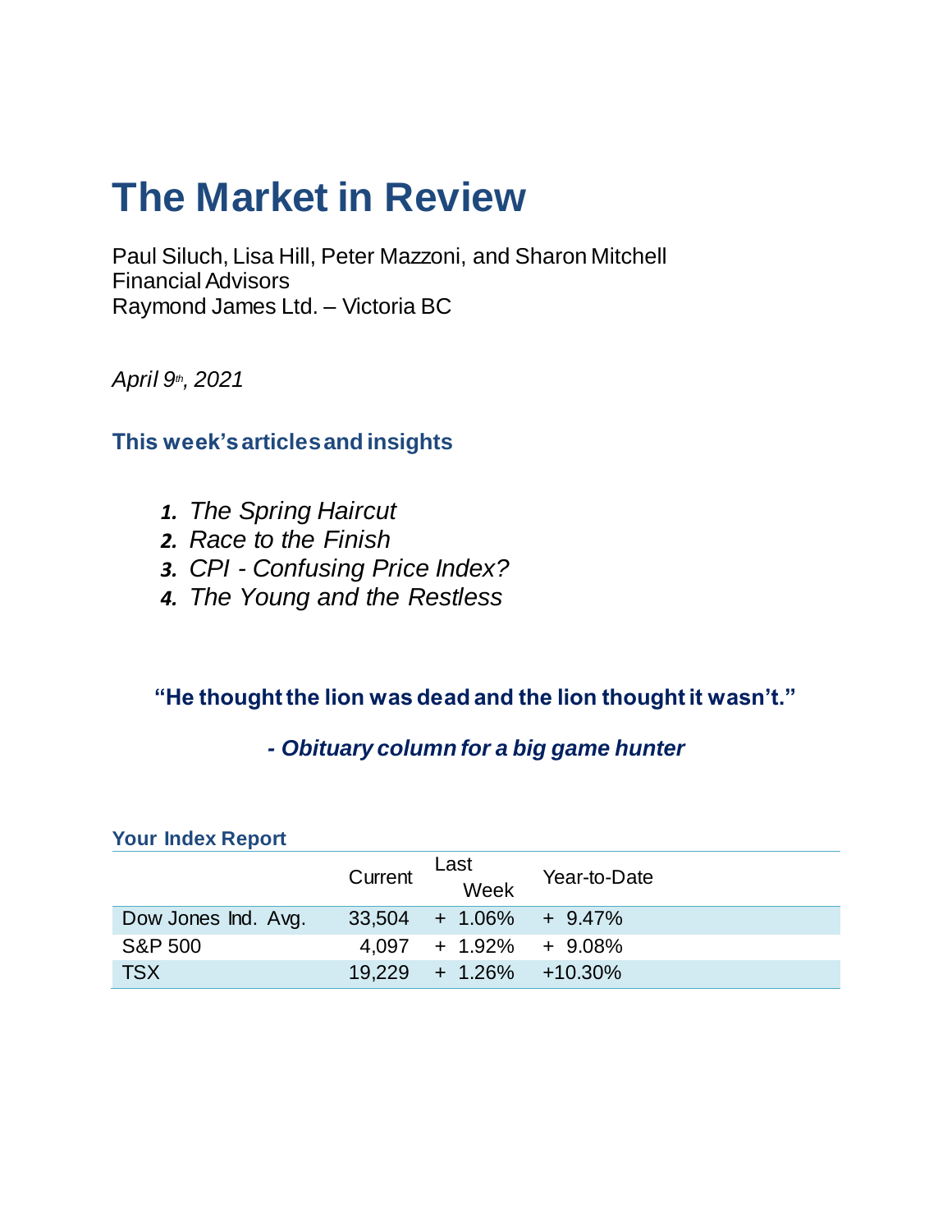# The Market in Review

Paul Siluch, Lisa Hill, Peter Mazzoni, and Sharon Mitchell
Financial Advisors
Raymond James Ltd. – Victoria BC

*April 9th, 2021*

## This week's articles and insights

1. *The Spring Haircut*
2. *Race to the Finish*
3. *CPI - Confusing Price Index?*
4. *The Young and the Restless*

**"He thought the lion was dead and the lion thought it wasn't."**

***- Obituary column for a big game hunter***

### Your Index Report

| | Current | Last Week | Year-to-Date |
|---|---|---|---|
| Dow Jones Ind. Avg. | 33,504 | + 1.06% | + 9.47% |
| S&P 500 | 4,097 | + 1.92% | + 9.08% |
| TSX | 19,229 | + 1.26% | +10.30% |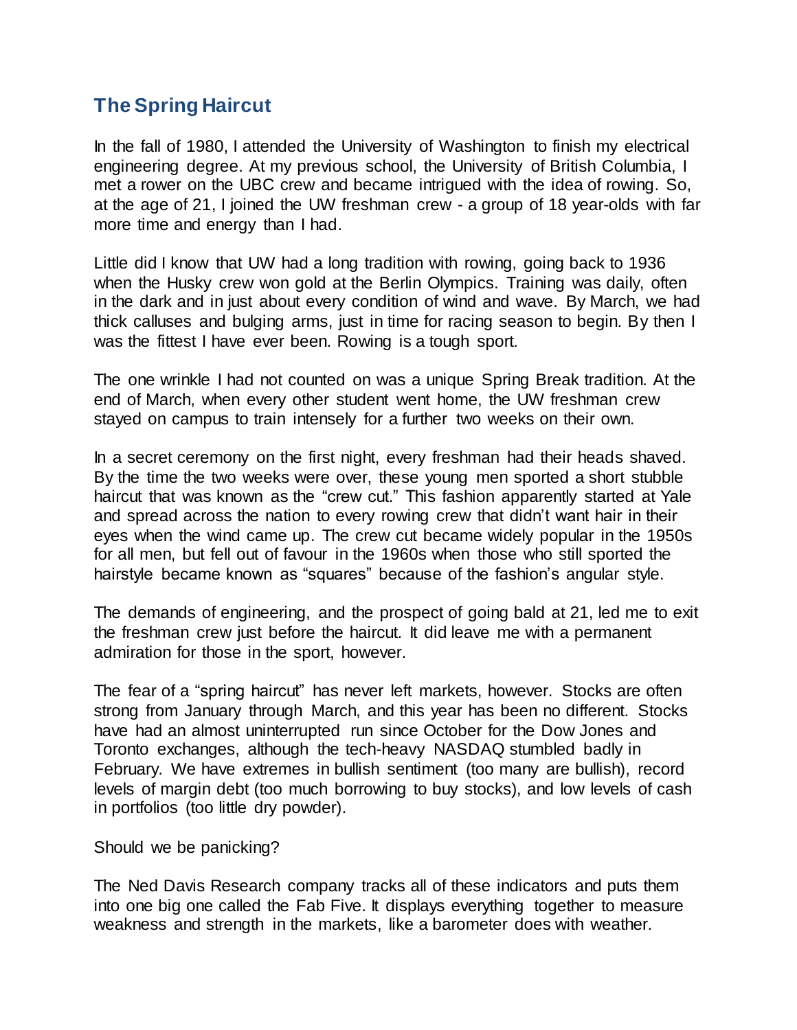## The Spring Haircut

In the fall of 1980, I attended the University of Washington to finish my electrical engineering degree. At my previous school, the University of British Columbia, I met a rower on the UBC crew and became intrigued with the idea of rowing. So, at the age of 21, I joined the UW freshman crew - a group of 18 year-olds with far more time and energy than I had.

Little did I know that UW had a long tradition with rowing, going back to 1936 when the Husky crew won gold at the Berlin Olympics. Training was daily, often in the dark and in just about every condition of wind and wave. By March, we had thick calluses and bulging arms, just in time for racing season to begin. By then I was the fittest I have ever been. Rowing is a tough sport.

The one wrinkle I had not counted on was a unique Spring Break tradition. At the end of March, when every other student went home, the UW freshman crew stayed on campus to train intensely for a further two weeks on their own.

In a secret ceremony on the first night, every freshman had their heads shaved. By the time the two weeks were over, these young men sported a short stubble haircut that was known as the "crew cut." This fashion apparently started at Yale and spread across the nation to every rowing crew that didn't want hair in their eyes when the wind came up. The crew cut became widely popular in the 1950s for all men, but fell out of favour in the 1960s when those who still sported the hairstyle became known as "squares" because of the fashion's angular style.

The demands of engineering, and the prospect of going bald at 21, led me to exit the freshman crew just before the haircut. It did leave me with a permanent admiration for those in the sport, however.

The fear of a "spring haircut" has never left markets, however. Stocks are often strong from January through March, and this year has been no different. Stocks have had an almost uninterrupted run since October for the Dow Jones and Toronto exchanges, although the tech-heavy NASDAQ stumbled badly in February. We have extremes in bullish sentiment (too many are bullish), record levels of margin debt (too much borrowing to buy stocks), and low levels of cash in portfolios (too little dry powder).

Should we be panicking?

The Ned Davis Research company tracks all of these indicators and puts them into one big one called the Fab Five. It displays everything together to measure weakness and strength in the markets, like a barometer does with weather.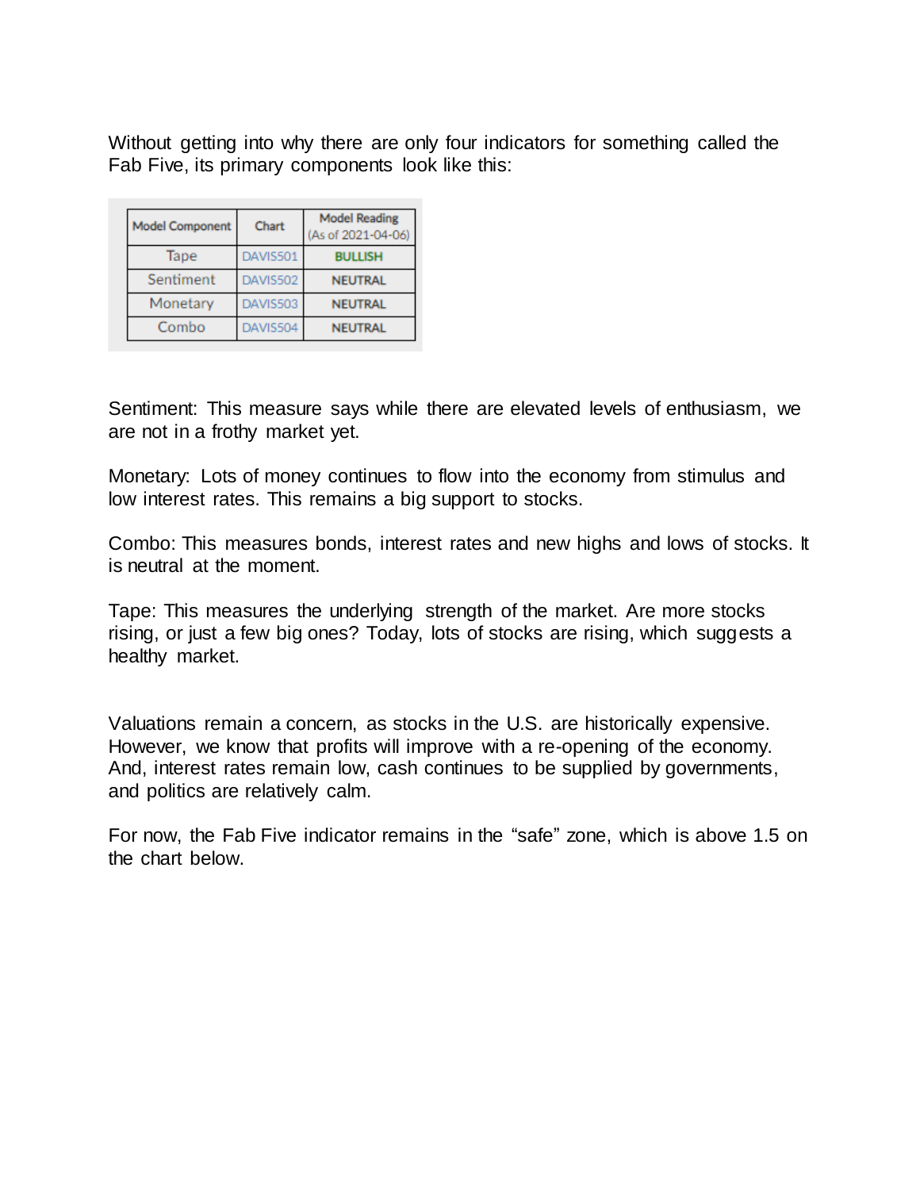Without getting into why there are only four indicators for something called the Fab Five, its primary components look like this:

| Model Component | Chart | Model Reading (As of 2021-04-06) |
| --- | --- | --- |
| Tape | DAVIS501 | **BULLISH** |
| Sentiment | DAVIS502 | **NEUTRAL** |
| Monetary | DAVIS503 | **NEUTRAL** |
| Combo | DAVIS504 | **NEUTRAL** |

Sentiment: This measure says while there are elevated levels of enthusiasm, we are not in a frothy market yet.

Monetary: Lots of money continues to flow into the economy from stimulus and low interest rates. This remains a big support to stocks.

Combo: This measures bonds, interest rates and new highs and lows of stocks. It is neutral at the moment.

Tape: This measures the underlying strength of the market. Are more stocks rising, or just a few big ones? Today, lots of stocks are rising, which suggests a healthy market.

Valuations remain a concern, as stocks in the U.S. are historically expensive. However, we know that profits will improve with a re-opening of the economy. And, interest rates remain low, cash continues to be supplied by governments, and politics are relatively calm.

For now, the Fab Five indicator remains in the “safe” zone, which is above 1.5 on the chart below.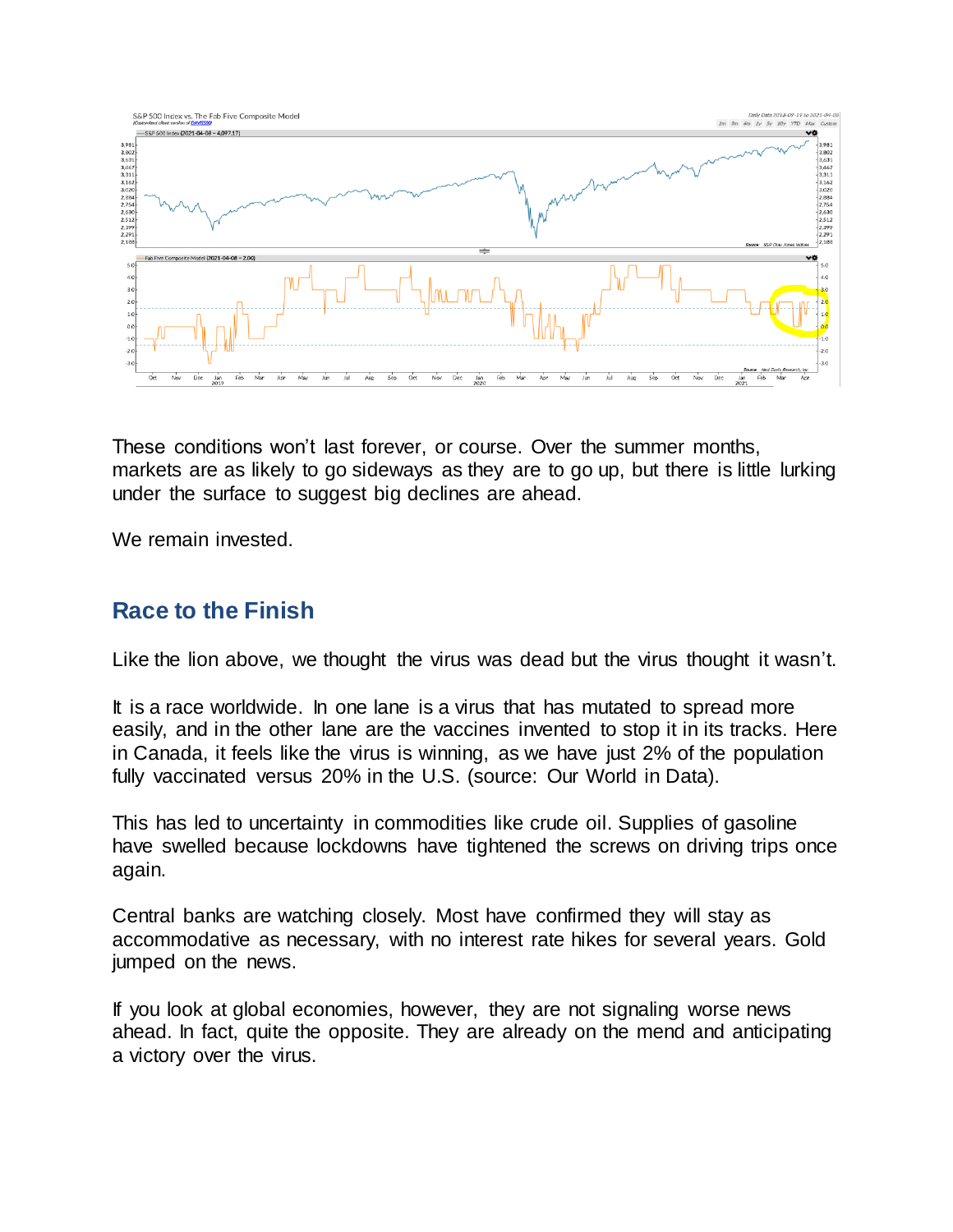These conditions won't last forever, or course. Over the summer months, markets are as likely to go sideways as they are to go up, but there is little lurking under the surface to suggest big declines are ahead.

We remain invested.

## Race to the Finish

Like the lion above, we thought the virus was dead but the virus thought it wasn't.

It is a race worldwide. In one lane is a virus that has mutated to spread more easily, and in the other lane are the vaccines invented to stop it in its tracks. Here in Canada, it feels like the virus is winning, as we have just 2% of the population fully vaccinated versus 20% in the U.S. (source: Our World in Data).

This has led to uncertainty in commodities like crude oil. Supplies of gasoline have swelled because lockdowns have tightened the screws on driving trips once again.

Central banks are watching closely. Most have confirmed they will stay as accommodative as necessary, with no interest rate hikes for several years. Gold jumped on the news.

If you look at global economies, however, they are not signaling worse news ahead. In fact, quite the opposite. They are already on the mend and anticipating a victory over the virus.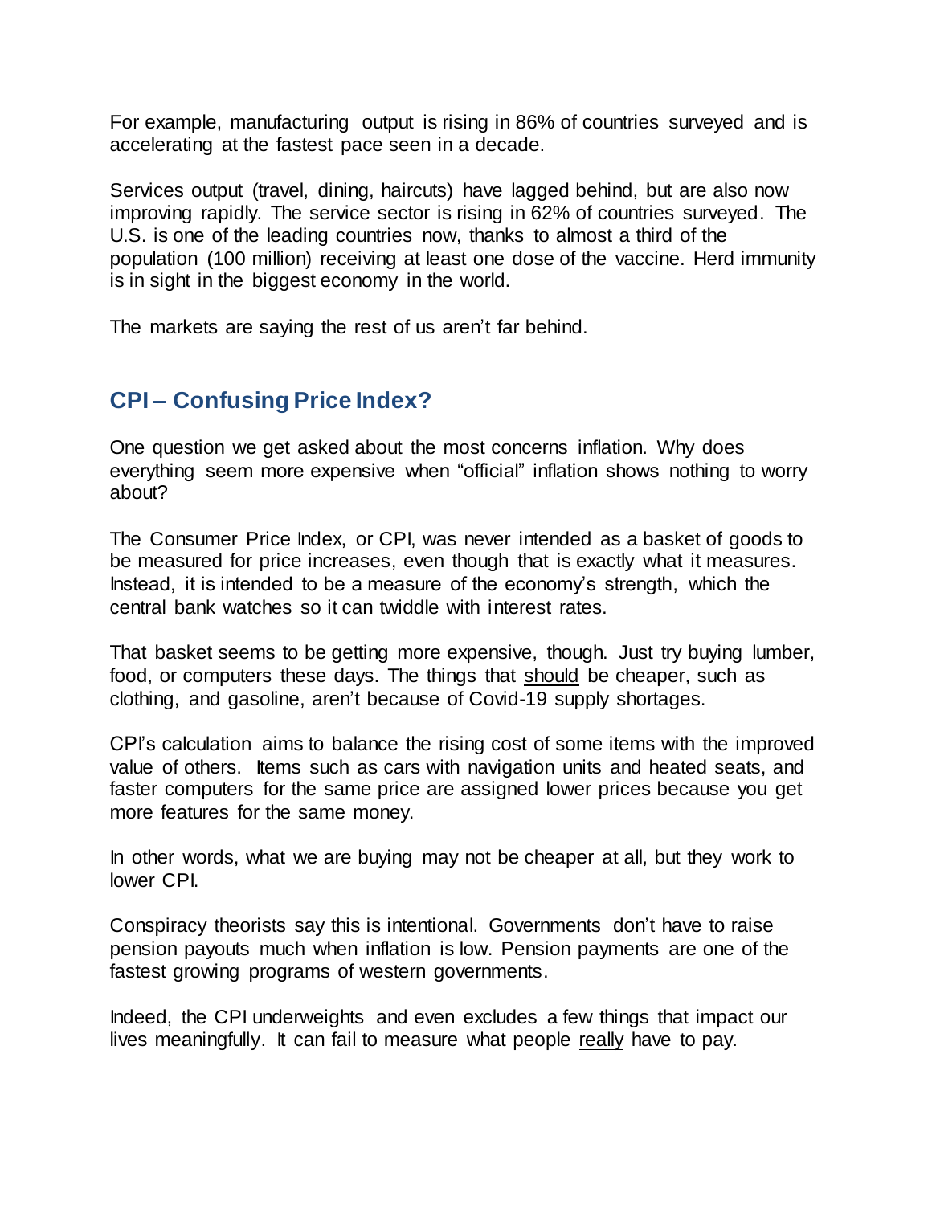For example, manufacturing output is rising in 86% of countries surveyed and is accelerating at the fastest pace seen in a decade.

Services output (travel, dining, haircuts) have lagged behind, but are also now improving rapidly. The service sector is rising in 62% of countries surveyed. The U.S. is one of the leading countries now, thanks to almost a third of the population (100 million) receiving at least one dose of the vaccine. Herd immunity is in sight in the biggest economy in the world.

The markets are saying the rest of us aren't far behind.

## CPI – Confusing Price Index?

One question we get asked about the most concerns inflation. Why does everything seem more expensive when "official" inflation shows nothing to worry about?

The Consumer Price Index, or CPI, was never intended as a basket of goods to be measured for price increases, even though that is exactly what it measures. Instead, it is intended to be a measure of the economy's strength, which the central bank watches so it can twiddle with interest rates.

That basket seems to be getting more expensive, though. Just try buying lumber, food, or computers these days. The things that <u>should</u> be cheaper, such as clothing, and gasoline, aren't because of Covid-19 supply shortages.

CPI's calculation aims to balance the rising cost of some items with the improved value of others. Items such as cars with navigation units and heated seats, and faster computers for the same price are assigned lower prices because you get more features for the same money.

In other words, what we are buying may not be cheaper at all, but they work to lower CPI.

Conspiracy theorists say this is intentional. Governments don't have to raise pension payouts much when inflation is low. Pension payments are one of the fastest growing programs of western governments.

Indeed, the CPI underweights and even excludes a few things that impact our lives meaningfully. It can fail to measure what people <u>really</u> have to pay.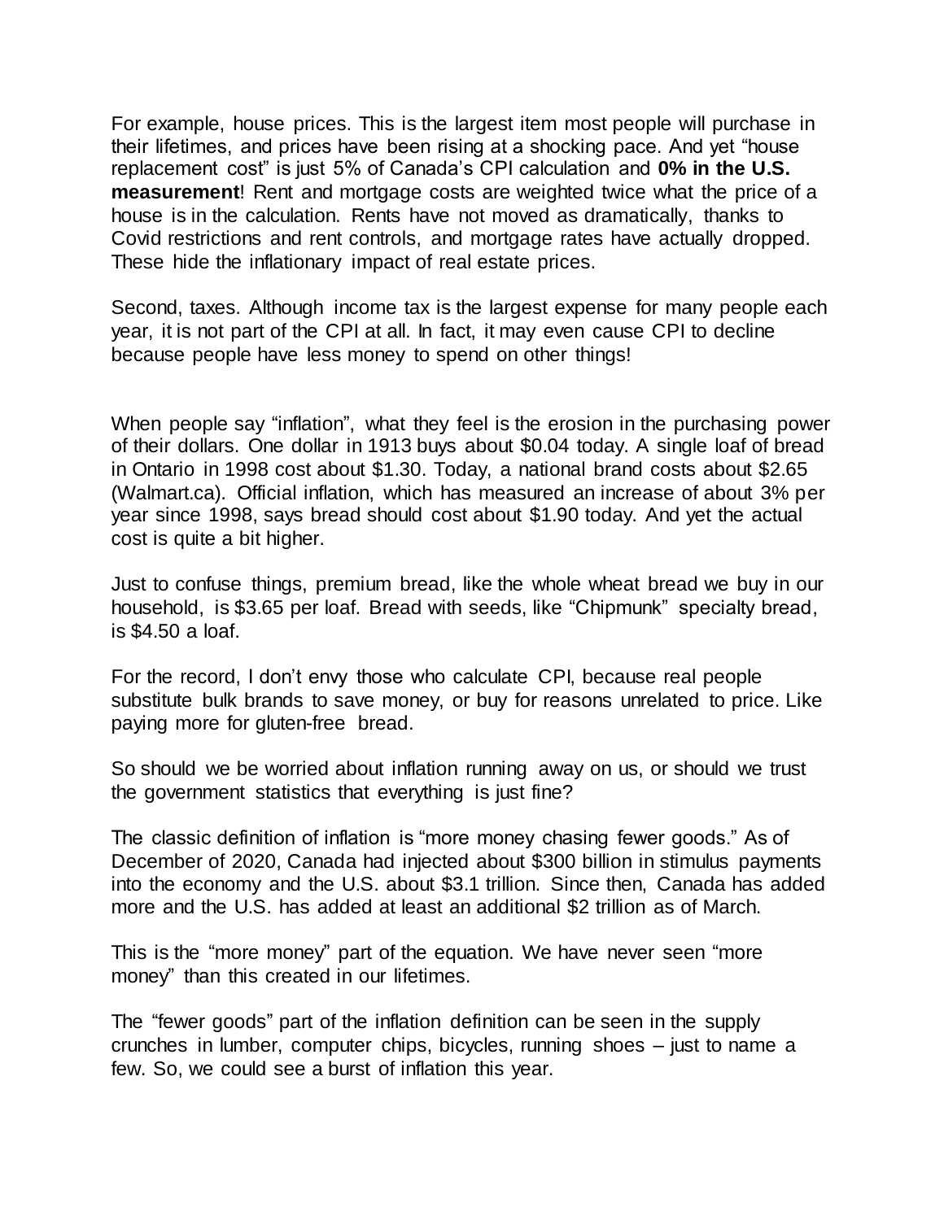For example, house prices. This is the largest item most people will purchase in their lifetimes, and prices have been rising at a shocking pace. And yet "house replacement cost" is just 5% of Canada's CPI calculation and **0% in the U.S. measurement**! Rent and mortgage costs are weighted twice what the price of a house is in the calculation. Rents have not moved as dramatically, thanks to Covid restrictions and rent controls, and mortgage rates have actually dropped. These hide the inflationary impact of real estate prices.

Second, taxes. Although income tax is the largest expense for many people each year, it is not part of the CPI at all. In fact, it may even cause CPI to decline because people have less money to spend on other things!

When people say "inflation", what they feel is the erosion in the purchasing power of their dollars. One dollar in 1913 buys about $0.04 today. A single loaf of bread in Ontario in 1998 cost about $1.30. Today, a national brand costs about $2.65 (Walmart.ca). Official inflation, which has measured an increase of about 3% per year since 1998, says bread should cost about $1.90 today. And yet the actual cost is quite a bit higher.

Just to confuse things, premium bread, like the whole wheat bread we buy in our household, is $3.65 per loaf. Bread with seeds, like "Chipmunk" specialty bread, is $4.50 a loaf.

For the record, I don't envy those who calculate CPI, because real people substitute bulk brands to save money, or buy for reasons unrelated to price. Like paying more for gluten-free bread.

So should we be worried about inflation running away on us, or should we trust the government statistics that everything is just fine?

The classic definition of inflation is "more money chasing fewer goods." As of December of 2020, Canada had injected about $300 billion in stimulus payments into the economy and the U.S. about $3.1 trillion. Since then, Canada has added more and the U.S. has added at least an additional $2 trillion as of March.

This is the "more money" part of the equation. We have never seen "more money" than this created in our lifetimes.

The "fewer goods" part of the inflation definition can be seen in the supply crunches in lumber, computer chips, bicycles, running shoes – just to name a few. So, we could see a burst of inflation this year.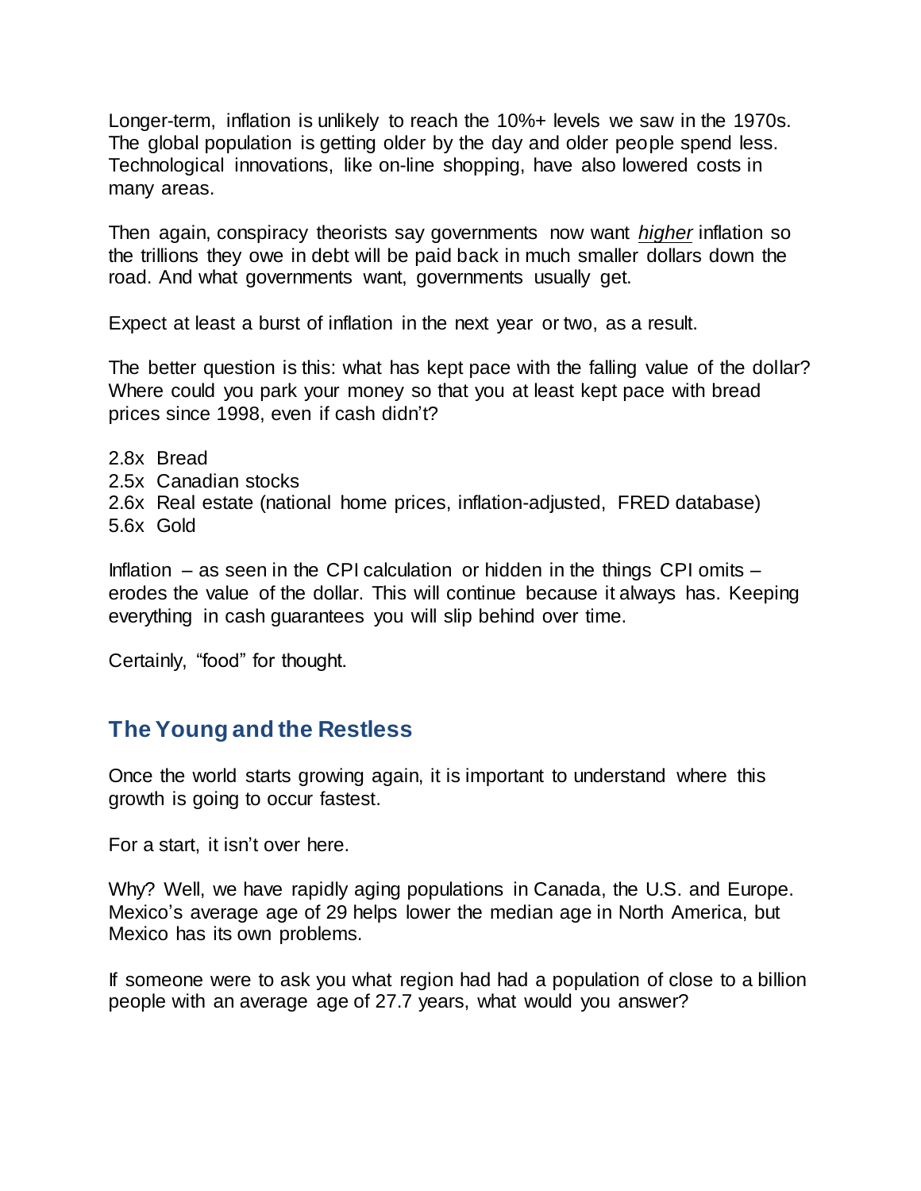Longer-term, inflation is unlikely to reach the 10%+ levels we saw in the 1970s. The global population is getting older by the day and older people spend less. Technological innovations, like on-line shopping, have also lowered costs in many areas.

Then again, conspiracy theorists say governments now want ***higher*** inflation so the trillions they owe in debt will be paid back in much smaller dollars down the road. And what governments want, governments usually get.

Expect at least a burst of inflation in the next year or two, as a result.

The better question is this: what has kept pace with the falling value of the dollar? Where could you park your money so that you at least kept pace with bread prices since 1998, even if cash didn't?

2.8x Bread
2.5x Canadian stocks
2.6x Real estate (national home prices, inflation-adjusted, FRED database)
5.6x Gold

Inflation – as seen in the CPI calculation or hidden in the things CPI omits – erodes the value of the dollar. This will continue because it always has. Keeping everything in cash guarantees you will slip behind over time.

Certainly, "food" for thought.

## The Young and the Restless

Once the world starts growing again, it is important to understand where this growth is going to occur fastest.

For a start, it isn't over here.

Why? Well, we have rapidly aging populations in Canada, the U.S. and Europe. Mexico's average age of 29 helps lower the median age in North America, but Mexico has its own problems.

If someone were to ask you what region had had a population of close to a billion people with an average age of 27.7 years, what would you answer?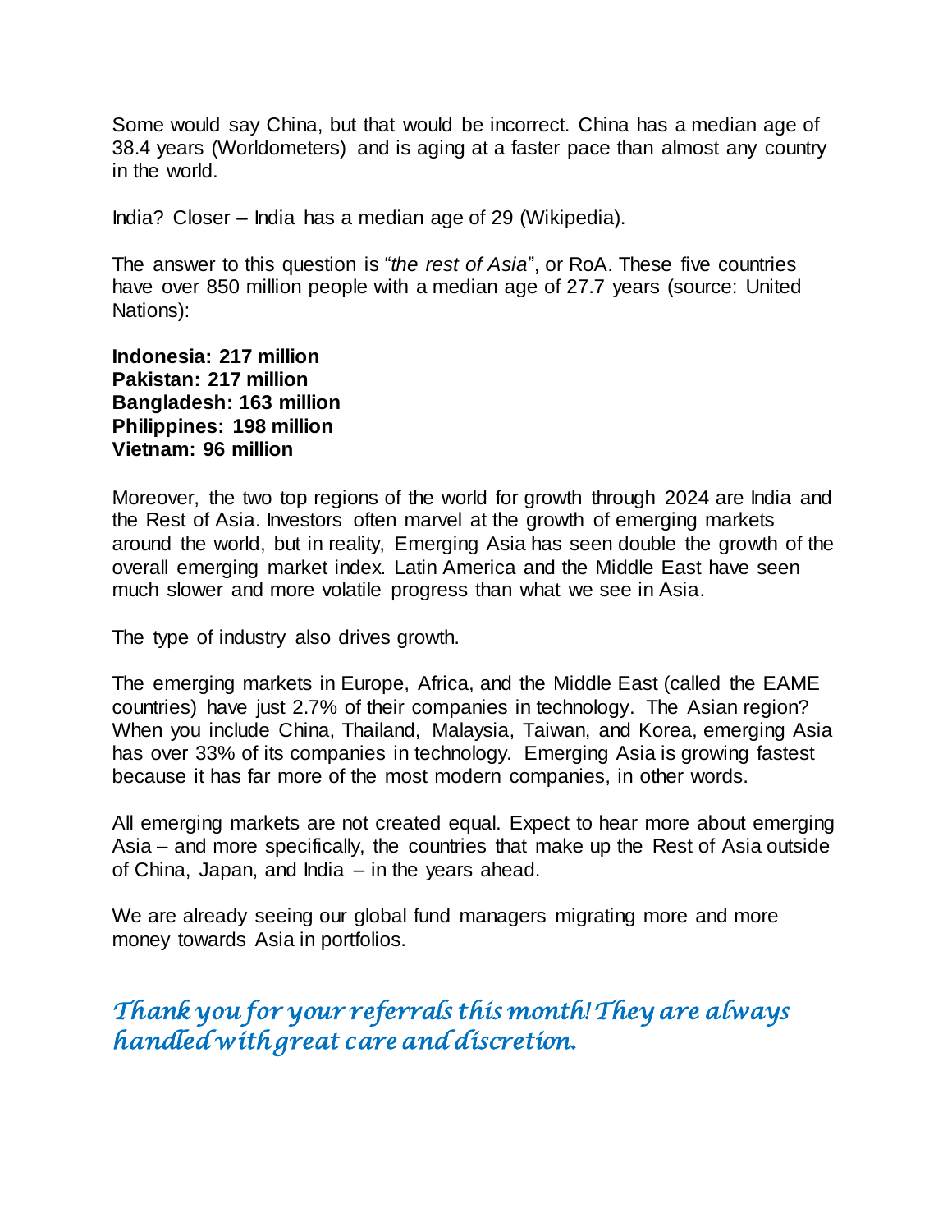Some would say China, but that would be incorrect. China has a median age of 38.4 years (Worldometers) and is aging at a faster pace than almost any country in the world.

India? Closer – India has a median age of 29 (Wikipedia).

The answer to this question is "*the rest of Asia*", or RoA. These five countries have over 850 million people with a median age of 27.7 years (source: United Nations):

**Indonesia: 217 million**
**Pakistan: 217 million**
**Bangladesh: 163 million**
**Philippines: 198 million**
**Vietnam: 96 million**

Moreover, the two top regions of the world for growth through 2024 are India and the Rest of Asia. Investors often marvel at the growth of emerging markets around the world, but in reality, Emerging Asia has seen double the growth of the overall emerging market index. Latin America and the Middle East have seen much slower and more volatile progress than what we see in Asia.

The type of industry also drives growth.

The emerging markets in Europe, Africa, and the Middle East (called the EAME countries) have just 2.7% of their companies in technology. The Asian region? When you include China, Thailand, Malaysia, Taiwan, and Korea, emerging Asia has over 33% of its companies in technology. Emerging Asia is growing fastest because it has far more of the most modern companies, in other words.

All emerging markets are not created equal. Expect to hear more about emerging Asia – and more specifically, the countries that make up the Rest of Asia outside of China, Japan, and India – in the years ahead.

We are already seeing our global fund managers migrating more and more money towards Asia in portfolios.

*Thank you for your referrals this month! They are always handled with great care and discretion.*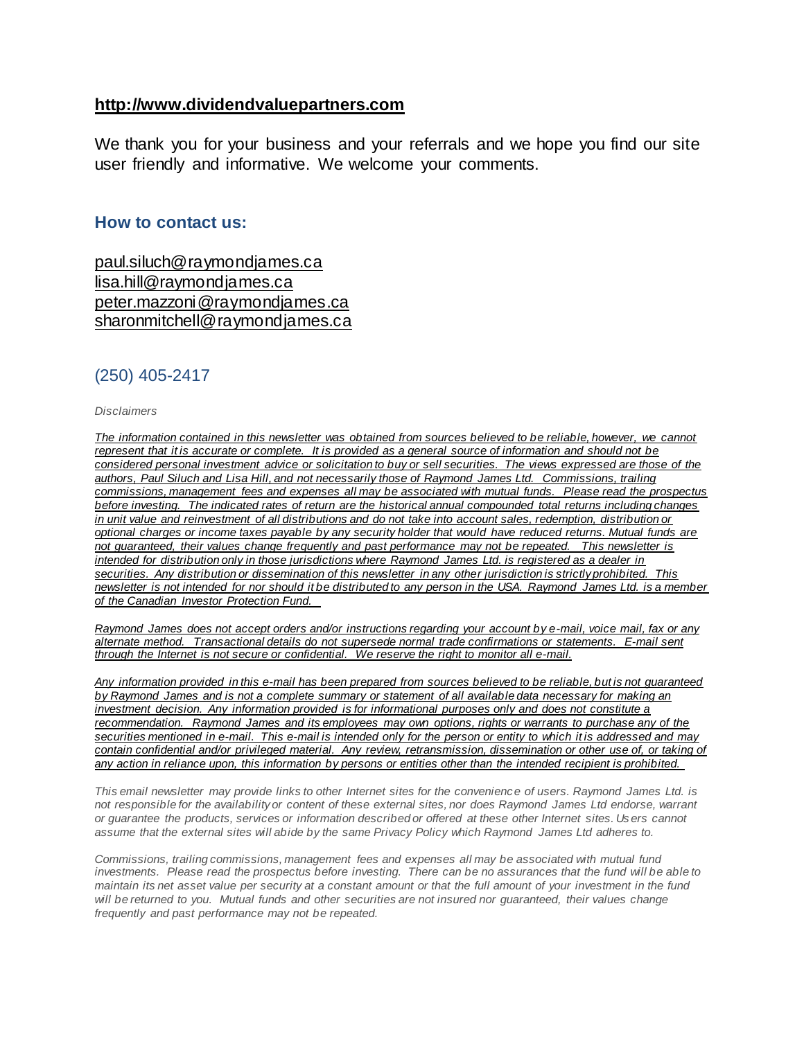**http://www.dividendvaluepartners.com**

We thank you for your business and your referrals and we hope you find our site user friendly and informative. We welcome your comments.

### How to contact us:

paul.siluch@raymondjames.ca
lisa.hill@raymondjames.ca
peter.mazzoni@raymondjames.ca
sharonmitchell@raymondjames.ca

(250) 405-2417

*Disclaimers*

*The information contained in this newsletter was obtained from sources believed to be reliable, however, we cannot represent that it is accurate or complete. It is provided as a general source of information and should not be considered personal investment advice or solicitation to buy or sell securities. The views expressed are those of the authors, Paul Siluch and Lisa Hill, and not necessarily those of Raymond James Ltd. Commissions, trailing commissions, management fees and expenses all may be associated with mutual funds. Please read the prospectus before investing. The indicated rates of return are the historical annual compounded total returns including changes in unit value and reinvestment of all distributions and do not take into account sales, redemption, distribution or optional charges or income taxes payable by any security holder that would have reduced returns. Mutual funds are not guaranteed, their values change frequently and past performance may not be repeated. This newsletter is intended for distribution only in those jurisdictions where Raymond James Ltd. is registered as a dealer in securities. Any distribution or dissemination of this newsletter in any other jurisdiction is strictly prohibited. This newsletter is not intended for nor should it be distributed to any person in the USA. Raymond James Ltd. is a member of the Canadian Investor Protection Fund.*

*Raymond James does not accept orders and/or instructions regarding your account by e-mail, voice mail, fax or any alternate method. Transactional details do not supersede normal trade confirmations or statements. E-mail sent through the Internet is not secure or confidential. We reserve the right to monitor all e-mail.*

*Any information provided in this e-mail has been prepared from sources believed to be reliable, but is not guaranteed by Raymond James and is not a complete summary or statement of all available data necessary for making an investment decision. Any information provided is for informational purposes only and does not constitute a recommendation. Raymond James and its employees may own options, rights or warrants to purchase any of the securities mentioned in e-mail. This e-mail is intended only for the person or entity to which it is addressed and may contain confidential and/or privileged material. Any review, retransmission, dissemination or other use of, or taking of any action in reliance upon, this information by persons or entities other than the intended recipient is prohibited.*

*This email newsletter may provide links to other Internet sites for the convenience of users. Raymond James Ltd. is not responsible for the availability or content of these external sites, nor does Raymond James Ltd endorse, warrant or guarantee the products, services or information described or offered at these other Internet sites. Users cannot assume that the external sites will abide by the same Privacy Policy which Raymond James Ltd adheres to.*

*Commissions, trailing commissions, management fees and expenses all may be associated with mutual fund investments. Please read the prospectus before investing. There can be no assurances that the fund will be able to maintain its net asset value per security at a constant amount or that the full amount of your investment in the fund will be returned to you. Mutual funds and other securities are not insured nor guaranteed, their values change frequently and past performance may not be repeated.*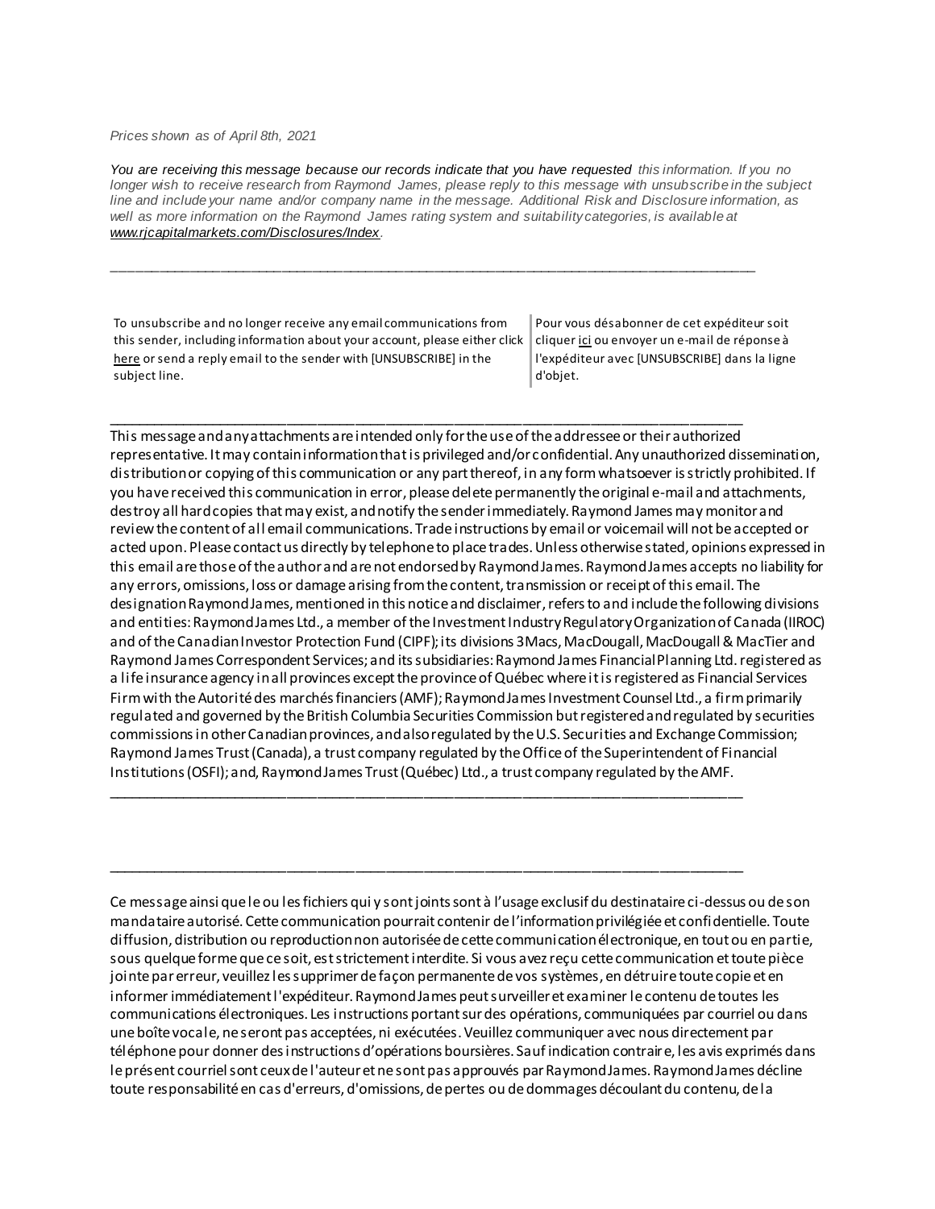*Prices shown as of April 8th, 2021*

*You are receiving this message because our records indicate that you have requested this information. If you no longer wish to receive research from Raymond James, please reply to this message with unsubscribe in the subject line and include your name and/or company name in the message. Additional Risk and Disclosure information, as well as more information on the Raymond James rating system and suitability categories, is available at [www.rjcapitalmarkets.com/Disclosures/Index](www.rjcapitalmarkets.com/Disclosures/Index).*

---

| To unsubscribe and no longer receive any email communications from this sender, including information about your account, please either click here or send a reply email to the sender with [UNSUBSCRIBE] in the subject line. | Pour vous désabonner de cet expéditeur soit cliquer ici ou envoyer un e-mail de réponse à l'expéditeur avec [UNSUBSCRIBE] dans la ligne d'objet. |
|---|---|

---

This message and any attachments are intended only for the use of the addressee or their authorized representative. It may contain information that is privileged and/or confidential. Any unauthorized dissemination, distribution or copying of this communication or any part thereof, in any form whatsoever is strictly prohibited. If you have received this communication in error, please delete permanently the original e-mail and attachments, destroy all hard copies that may exist, and notify the sender immediately. Raymond James may monitor and review the content of all email communications. Trade instructions by email or voicemail will not be accepted or acted upon. Please contact us directly by telephone to place trades. Unless otherwise stated, opinions expressed in this email are those of the author and are not endorsed by Raymond James. Raymond James accepts no liability for any errors, omissions, loss or damage arising from the content, transmission or receipt of this email. The designation Raymond James, mentioned in this notice and disclaimer, refers to and include the following divisions and entities: Raymond James Ltd., a member of the Investment Industry Regulatory Organization of Canada (IIROC) and of the Canadian Investor Protection Fund (CIPF); its divisions 3Macs, MacDougall, MacDougall & MacTier and Raymond James Correspondent Services; and its subsidiaries: Raymond James Financial Planning Ltd. registered as a life insurance agency in all provinces except the province of Québec where it is registered as Financial Services Firm with the Autorité des marchés financiers (AMF); Raymond James Investment Counsel Ltd., a firm primarily regulated and governed by the British Columbia Securities Commission but registered and regulated by securities commissions in other Canadian provinces, and also regulated by the U.S. Securities and Exchange Commission; Raymond James Trust (Canada), a trust company regulated by the Office of the Superintendent of Financial Institutions (OSFI); and, Raymond James Trust (Québec) Ltd., a trust company regulated by the AMF.

---

---

Ce message ainsi que le ou les fichiers qui y sont joints sont à l'usage exclusif du destinataire ci-dessus ou de son mandataire autorisé. Cette communication pourrait contenir de l'information privilégiée et confidentielle. Toute diffusion, distribution ou reproduction non autorisée de cette communication électronique, en tout ou en partie, sous quelque forme que ce soit, est strictement interdite. Si vous avez reçu cette communication et toute pièce jointe par erreur, veuillez les supprimer de façon permanente de vos systèmes, en détruire toute copie et en informer immédiatement l'expéditeur. Raymond James peut surveiller et examiner le contenu de toutes les communications électroniques. Les instructions portant sur des opérations, communiquées par courriel ou dans une boîte vocale, ne seront pas acceptées, ni exécutées. Veuillez communiquer avec nous directement par téléphone pour donner des instructions d'opérations boursières. Sauf indication contraire, les avis exprimés dans le présent courriel sont ceux de l'auteur et ne sont pas approuvés par Raymond James. Raymond James décline toute responsabilité en cas d'erreurs, d'omissions, de pertes ou de dommages découlant du contenu, de la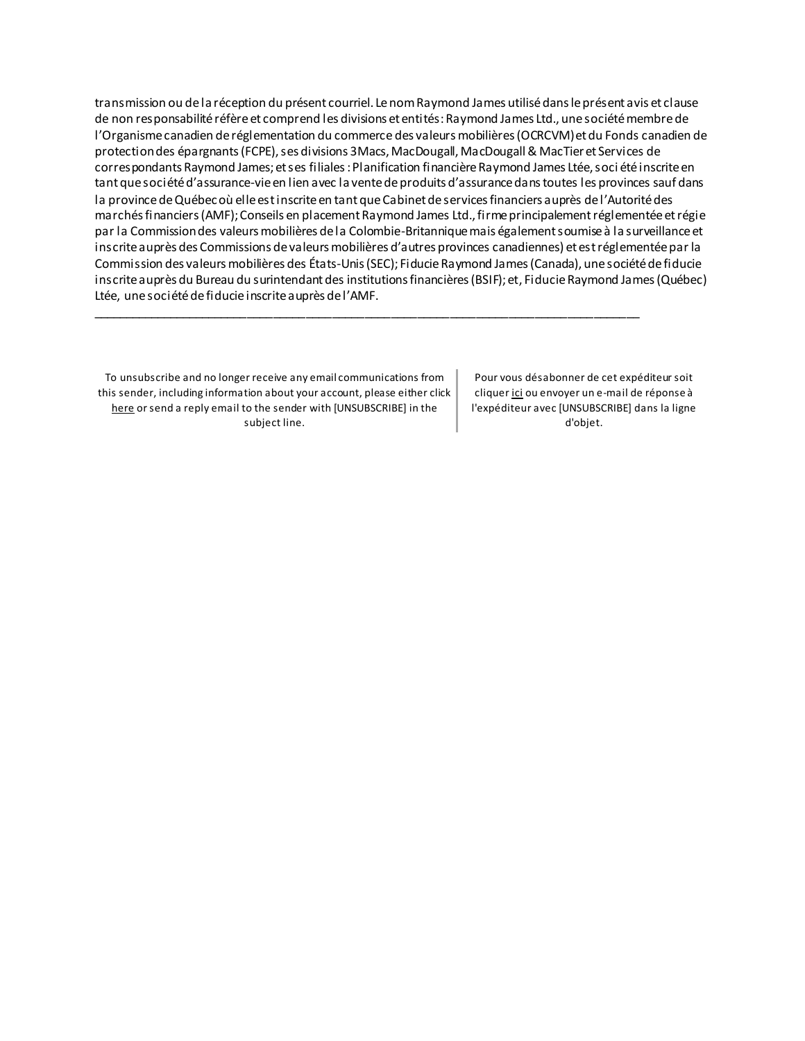transmission ou de la réception du présent courriel. Le nom Raymond James utilisé dans le présent avis et clause de non responsabilité réfère et comprend les divisions et entités : Raymond James Ltd., une société membre de l'Organisme canadien de réglementation du commerce des valeurs mobilières (OCRCVM) et du Fonds canadien de protection des épargnants (FCPE), ses divisions 3Macs, MacDougall, MacDougall & MacTier et Services de correspondants Raymond James; et ses filiales : Planification financière Raymond James Ltée, société inscrite en tant que société d'assurance-vie en lien avec la vente de produits d'assurance dans toutes les provinces sauf dans la province de Québec où elle est inscrite en tant que Cabinet de services financiers auprès de l'Autorité des marchés financiers (AMF); Conseils en placement Raymond James Ltd., firme principalement réglementée et régie par la Commission des valeurs mobilières de la Colombie-Britannique mais également soumise à la surveillance et inscrite auprès des Commissions de valeurs mobilières d'autres provinces canadiennes) et est réglementée par la Commission des valeurs mobilières des États-Unis (SEC); Fiducie Raymond James (Canada), une société de fiducie inscrite auprès du Bureau du surintendant des institutions financières (BSIF); et, Fiducie Raymond James (Québec) Ltée, une société de fiducie inscrite auprès de l'AMF.

---

To unsubscribe and no longer receive any email communications from this sender, including information about your account, please either click here or send a reply email to the sender with [UNSUBSCRIBE] in the subject line.

Pour vous désabonner de cet expéditeur soit cliquer ici ou envoyer un e-mail de réponse à l'expéditeur avec [UNSUBSCRIBE] dans la ligne d'objet.